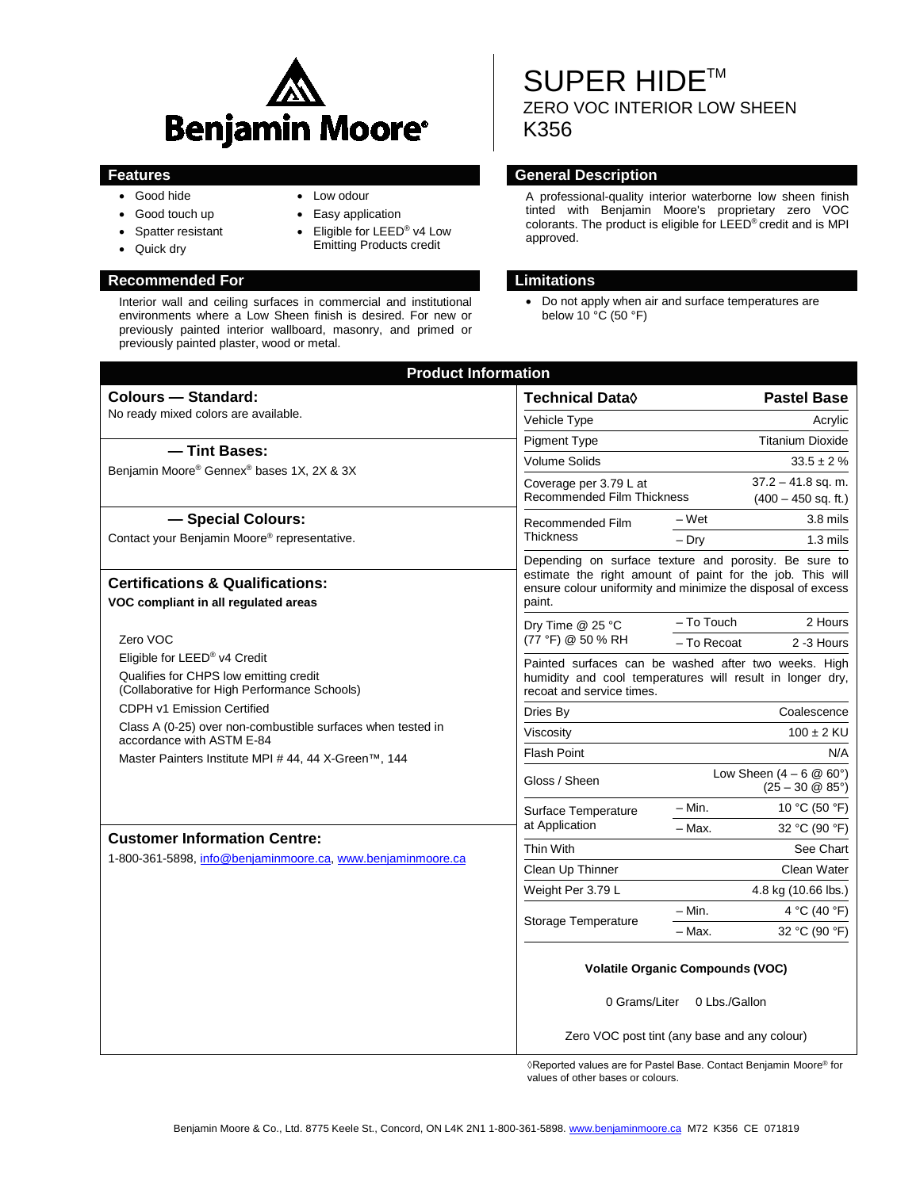# Benjamin Moore®

# SUPER HIDE™
## ZERO VOC INTERIOR LOW SHEEN
## K356

## Features

- Good hide
- Good touch up
- Spatter resistant
- Quick dry
- Low odour
- Easy application
- Eligible for LEED® v4 Low Emitting Products credit

## General Description

A professional-quality interior waterborne low sheen finish tinted with Benjamin Moore's proprietary zero VOC colorants. The product is eligible for LEED® credit and is MPI approved.

## Recommended For

Interior wall and ceiling surfaces in commercial and institutional environments where a Low Sheen finish is desired. For new or previously painted interior wallboard, masonry, and primed or previously painted plaster, wood or metal.

## Limitations

- Do not apply when air and surface temperatures are below 10 °C (50 °F)

## Product Information

### Colours — Standard:

No ready mixed colors are available.

### — Tint Bases:

Benjamin Moore® Gennex® bases 1X, 2X & 3X

### — Special Colours:

Contact your Benjamin Moore® representative.

### Certifications & Qualifications:

**VOC compliant in all regulated areas**

Zero VOC

Eligible for LEED® v4 Credit

Qualifies for CHPS low emitting credit (Collaborative for High Performance Schools)

CDPH v1 Emission Certified

Class A (0-25) over non-combustible surfaces when tested in accordance with ASTM E-84

Master Painters Institute MPI # 44, 44 X-Green™, 144

### Customer Information Centre:

1-800-361-5898, info@benjaminmoore.ca, www.benjaminmoore.ca

| Technical Data◊ | | Pastel Base |
|---|---|---|
| Vehicle Type | | Acrylic |
| Pigment Type | | Titanium Dioxide |
| Volume Solids | | 33.5 ± 2 % |
| Coverage per 3.79 L at Recommended Film Thickness | | 37.2 – 41.8 sq. m. (400 – 450 sq. ft.) |
| Recommended Film Thickness | – Wet | 3.8 mils |
| | – Dry | 1.3 mils |
| Depending on surface texture and porosity. Be sure to estimate the right amount of paint for the job. This will ensure colour uniformity and minimize the disposal of excess paint. | | |
| Dry Time @ 25 °C (77 °F) @ 50 % RH | – To Touch | 2 Hours |
| | – To Recoat | 2 -3 Hours |
| Painted surfaces can be washed after two weeks. High humidity and cool temperatures will result in longer dry, recoat and service times. | | |
| Dries By | | Coalescence |
| Viscosity | | 100 ± 2 KU |
| Flash Point | | N/A |
| Gloss / Sheen | | Low Sheen (4 – 6 @ 60°) (25 – 30 @ 85°) |
| Surface Temperature at Application | – Min. | 10 °C (50 °F) |
| | – Max. | 32 °C (90 °F) |
| Thin With | | See Chart |
| Clean Up Thinner | | Clean Water |
| Weight Per 3.79 L | | 4.8 kg (10.66 lbs.) |
| Storage Temperature | – Min. | 4 °C (40 °F) |
| | – Max. | 32 °C (90 °F) |

**Volatile Organic Compounds (VOC)**

0 Grams/Liter 0 Lbs./Gallon

Zero VOC post tint (any base and any colour)

◊Reported values are for Pastel Base. Contact Benjamin Moore® for values of other bases or colours.

Benjamin Moore & Co., Ltd. 8775 Keele St., Concord, ON L4K 2N1 1-800-361-5898. www.benjaminmoore.ca M72 K356 CE 071819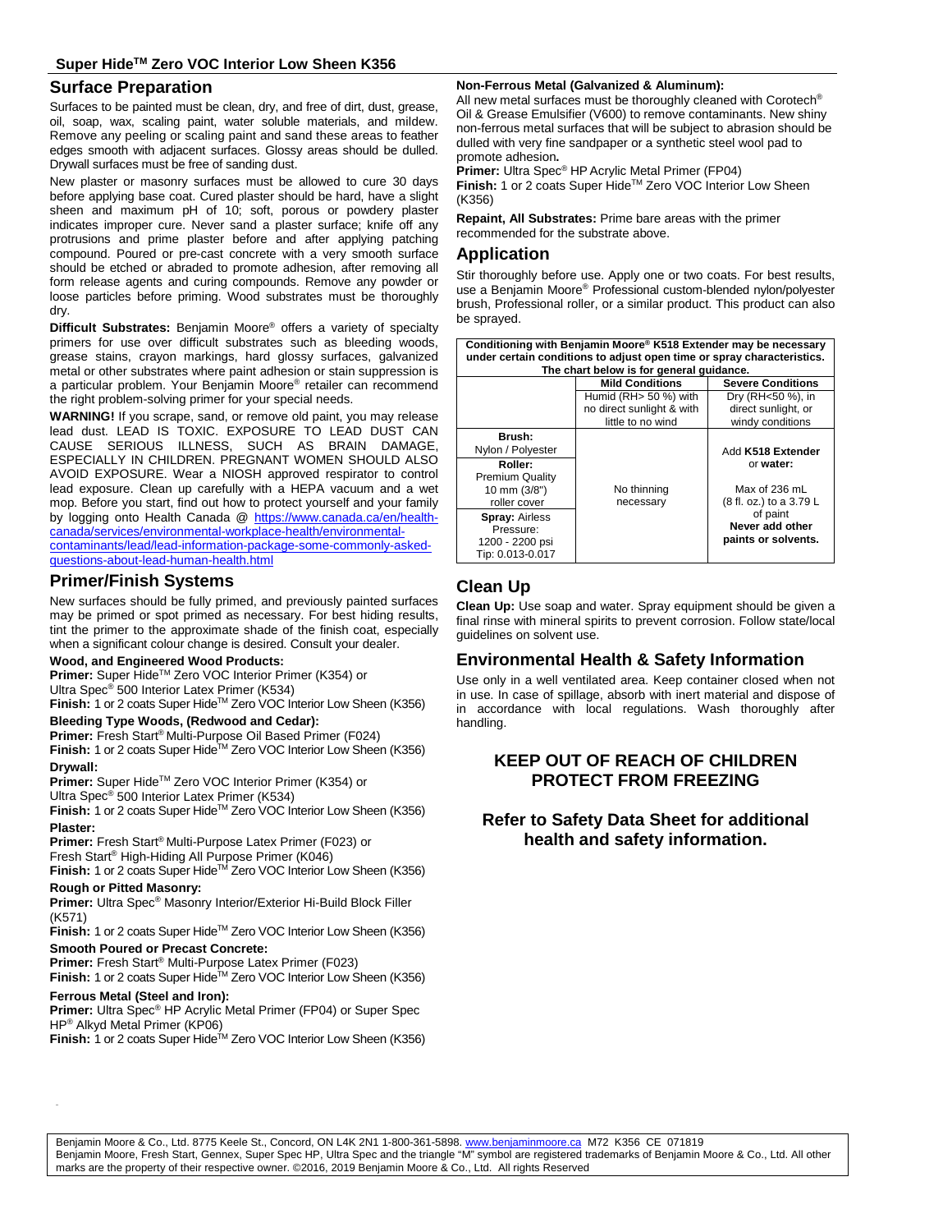## Surface Preparation

Surfaces to be painted must be clean, dry, and free of dirt, dust, grease, oil, soap, wax, scaling paint, water soluble materials, and mildew. Remove any peeling or scaling paint and sand these areas to feather edges smooth with adjacent surfaces. Glossy areas should be dulled. Drywall surfaces must be free of sanding dust.

New plaster or masonry surfaces must be allowed to cure 30 days before applying base coat. Cured plaster should be hard, have a slight sheen and maximum pH of 10; soft, porous or powdery plaster indicates improper cure. Never sand a plaster surface; knife off any protrusions and prime plaster before and after applying patching compound. Poured or pre-cast concrete with a very smooth surface should be etched or abraded to promote adhesion, after removing all form release agents and curing compounds. Remove any powder or loose particles before priming. Wood substrates must be thoroughly dry.

**Difficult Substrates:** Benjamin Moore® offers a variety of specialty primers for use over difficult substrates such as bleeding woods, grease stains, crayon markings, hard glossy surfaces, galvanized metal or other substrates where paint adhesion or stain suppression is a particular problem. Your Benjamin Moore® retailer can recommend the right problem-solving primer for your special needs.

**WARNING!** If you scrape, sand, or remove old paint, you may release lead dust. LEAD IS TOXIC. EXPOSURE TO LEAD DUST CAN CAUSE SERIOUS ILLNESS, SUCH AS BRAIN DAMAGE, ESPECIALLY IN CHILDREN. PREGNANT WOMEN SHOULD ALSO AVOID EXPOSURE. Wear a NIOSH approved respirator to control lead exposure. Clean up carefully with a HEPA vacuum and a wet mop. Before you start, find out how to protect yourself and your family by logging onto Health Canada @ https://www.canada.ca/en/health-canada/services/environmental-workplace-health/environmental-contaminants/lead/lead-information-package-some-commonly-asked-questions-about-lead-human-health.html

## Primer/Finish Systems

New surfaces should be fully primed, and previously painted surfaces may be primed or spot primed as necessary. For best hiding results, tint the primer to the approximate shade of the finish coat, especially when a significant colour change is desired. Consult your dealer.

**Wood, and Engineered Wood Products:**
**Primer:** Super Hide™ Zero VOC Interior Primer (K354) or Ultra Spec® 500 Interior Latex Primer (K534)
**Finish:** 1 or 2 coats Super Hide™ Zero VOC Interior Low Sheen (K356)

**Bleeding Type Woods, (Redwood and Cedar):**
**Primer:** Fresh Start® Multi-Purpose Oil Based Primer (F024)
**Finish:** 1 or 2 coats Super Hide™ Zero VOC Interior Low Sheen (K356)

**Drywall:**
**Primer:** Super Hide™ Zero VOC Interior Primer (K354) or Ultra Spec® 500 Interior Latex Primer (K534)
**Finish:** 1 or 2 coats Super Hide™ Zero VOC Interior Low Sheen (K356)

**Plaster:**
**Primer:** Fresh Start® Multi-Purpose Latex Primer (F023) or Fresh Start® High-Hiding All Purpose Primer (K046)
**Finish:** 1 or 2 coats Super Hide™ Zero VOC Interior Low Sheen (K356)

**Rough or Pitted Masonry:**
**Primer:** Ultra Spec® Masonry Interior/Exterior Hi-Build Block Filler (K571)
**Finish:** 1 or 2 coats Super Hide™ Zero VOC Interior Low Sheen (K356)

**Smooth Poured or Precast Concrete:**
**Primer:** Fresh Start® Multi-Purpose Latex Primer (F023)
**Finish:** 1 or 2 coats Super Hide™ Zero VOC Interior Low Sheen (K356)

**Ferrous Metal (Steel and Iron):**
**Primer:** Ultra Spec® HP Acrylic Metal Primer (FP04) or Super Spec HP® Alkyd Metal Primer (KP06)
**Finish:** 1 or 2 coats Super Hide™ Zero VOC Interior Low Sheen (K356)

**Non-Ferrous Metal (Galvanized & Aluminum):**
All new metal surfaces must be thoroughly cleaned with Corotech® Oil & Grease Emulsifier (V600) to remove contaminants. New shiny non-ferrous metal surfaces that will be subject to abrasion should be dulled with very fine sandpaper or a synthetic steel wool pad to promote adhesion.
**Primer:** Ultra Spec® HP Acrylic Metal Primer (FP04)
**Finish:** 1 or 2 coats Super Hide™ Zero VOC Interior Low Sheen (K356)

**Repaint, All Substrates:** Prime bare areas with the primer recommended for the substrate above.

## Application

Stir thoroughly before use. Apply one or two coats. For best results, use a Benjamin Moore® Professional custom-blended nylon/polyester brush, Professional roller, or a similar product. This product can also be sprayed.

**Conditioning with Benjamin Moore® K518 Extender may be necessary under certain conditions to adjust open time or spray characteristics. The chart below is for general guidance.**

| | Mild Conditions | Severe Conditions |
|---|---|---|
| | Humid (RH> 50 %) with no direct sunlight & with little to no wind | Dry (RH<50 %), in direct sunlight, or windy conditions |
| **Brush:** Nylon / Polyester | No thinning necessary | Add **K518 Extender** or **water:** Max of 236 mL (8 fl. oz.) to a 3.79 L of paint **Never add other paints or solvents.** |
| **Roller:** Premium Quality 10 mm (3/8") roller cover | | |
| **Spray:** Airless Pressure: 1200 - 2200 psi Tip: 0.013-0.017 | | |

## Clean Up

**Clean Up:** Use soap and water. Spray equipment should be given a final rinse with mineral spirits to prevent corrosion. Follow state/local guidelines on solvent use.

## Environmental Health & Safety Information

Use only in a well ventilated area. Keep container closed when not in use. In case of spillage, absorb with inert material and dispose of in accordance with local regulations. Wash thoroughly after handling.

**KEEP OUT OF REACH OF CHILDREN**
**PROTECT FROM FREEZING**

**Refer to Safety Data Sheet for additional health and safety information.**

Benjamin Moore & Co., Ltd. 8775 Keele St., Concord, ON L4K 2N1 1-800-361-5898. www.benjaminmoore.ca M72 K356 CE 071819
Benjamin Moore, Fresh Start, Gennex, Super Spec HP, Ultra Spec and the triangle "M" symbol are registered trademarks of Benjamin Moore & Co., Ltd. All other marks are the property of their respective owner. ©2016, 2019 Benjamin Moore & Co., Ltd. All rights Reserved